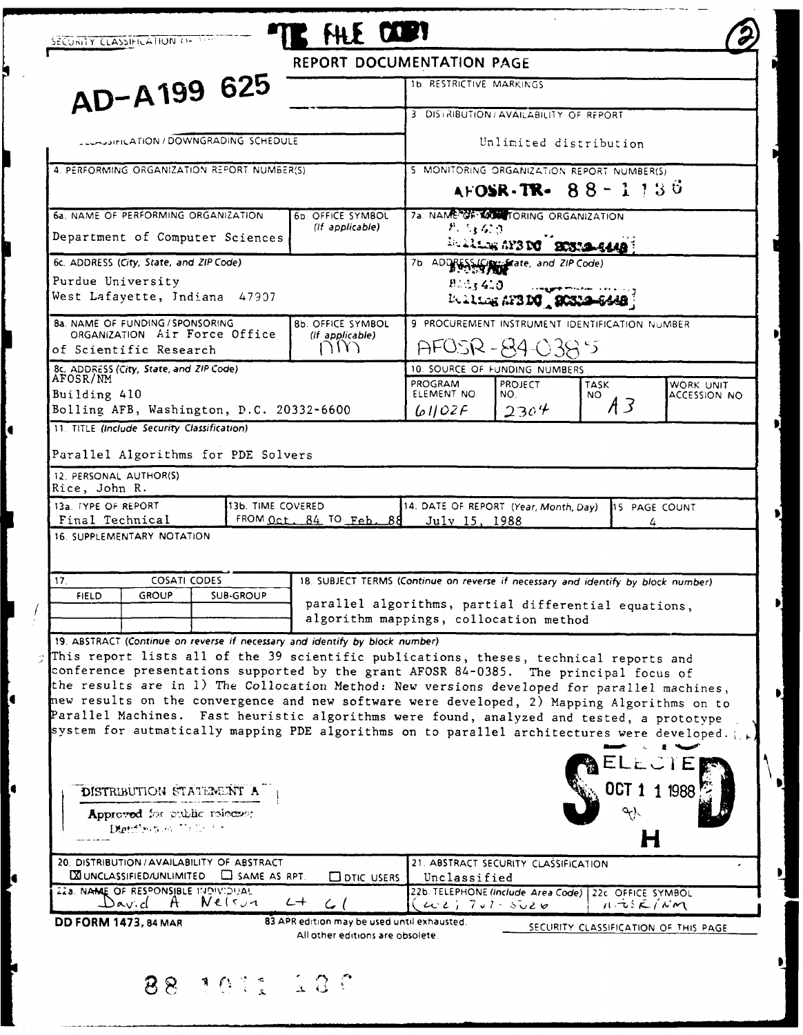SECURITY CLASSIFICATION OF THIS PAGE

DTIC FILE COPY

# REPORT DOCUMENTATION PAGE

AD-A199 625

| | |
|---|---|
| 1b. RESTRICTIVE MARKINGS | |
| 2b. DECLASSIFICATION / DOWNGRADING SCHEDULE | 3. DISTRIBUTION / AVAILABILITY OF REPORT<br>Unlimited distribution |
| 4. PERFORMING ORGANIZATION REPORT NUMBER(S) | 5. MONITORING ORGANIZATION REPORT NUMBER(S)<br>AFOSR-TR- 88-1136 |
| 6a. NAME OF PERFORMING ORGANIZATION<br>Department of Computer Sciences<br>6b. OFFICE SYMBOL (If applicable) | 7a. NAME OF MONITORING ORGANIZATION<br>AFOSR/NM<br>Bldg 410<br>Bolling AFB DC 20332-6448 |
| 6c. ADDRESS (City, State, and ZIP Code)<br>Purdue University<br>West Lafayette, Indiana 47907 | 7b. ADDRESS (City, State, and ZIP Code)<br>AFOSR/NM<br>Bldg 410<br>Bolling AFB DC 20332-6448 |
| 8a. NAME OF FUNDING / SPONSORING ORGANIZATION Air Force Office of Scientific Research<br>8b. OFFICE SYMBOL (If applicable) NM | 9. PROCUREMENT INSTRUMENT IDENTIFICATION NUMBER<br>AFOSR-84-0385 |
| 8c. ADDRESS (City, State, and ZIP Code)<br>AFOSR/NM<br>Building 410<br>Bolling AFB, Washington, D.C. 20332-6600 | 10. SOURCE OF FUNDING NUMBERS<br>PROGRAM ELEMENT NO. 61102F<br>PROJECT NO. 2304<br>TASK NO. A3<br>WORK UNIT ACCESSION NO. |

11. TITLE (Include Security Classification)

Parallel Algorithms for PDE Solvers

12. PERSONAL AUTHOR(S)
Rice, John R.

| 13a. TYPE OF REPORT | 13b. TIME COVERED | 14. DATE OF REPORT (Year, Month, Day) | 15. PAGE COUNT |
|---|---|---|---|
| Final Technical | FROM Oct. 84 TO Feb. 88 | July 15, 1988 | 4 |

16. SUPPLEMENTARY NOTATION

| 17. COSATI CODES | | | 18. SUBJECT TERMS (Continue on reverse if necessary and identify by block number) |
|---|---|---|---|
| FIELD | GROUP | SUB-GROUP | parallel algorithms, partial differential equations, algorithm mappings, collocation method |

19. ABSTRACT (Continue on reverse if necessary and identify by block number)

This report lists all of the 39 scientific publications, theses, technical reports and conference presentations supported by the grant AFOSR 84-0385. The principal focus of the results are in 1) The Collocation Method: New versions developed for parallel machines, new results on the convergence and new software were developed, 2) Mapping Algorithms on to Parallel Machines. Fast heuristic algorithms were found, analyzed and tested, a prototype system for autmatically mapping PDE algorithms on to parallel architectures were developed.

DISTRIBUTION STATEMENT A
Approved for public release;
Distribution Unlimited

DTIC ELECTE OCT 1 1 1988 H

| | |
|---|---|
| 20. DISTRIBUTION / AVAILABILITY OF ABSTRACT<br>☒ UNCLASSIFIED/UNLIMITED ☐ SAME AS RPT. ☐ DTIC USERS | 21. ABSTRACT SECURITY CLASSIFICATION<br>Unclassified |
| 22a. NAME OF RESPONSIBLE INDIVIDUAL<br>David A Nelson Lt Col | 22b. TELEPHONE (Include Area Code) (202) 767-5026<br>22c. OFFICE SYMBOL AFOSR/NM |

DD FORM 1473, 84 MAR — 83 APR edition may be used until exhausted. All other editions are obsolete.

SECURITY CLASSIFICATION OF THIS PAGE

88 1011 138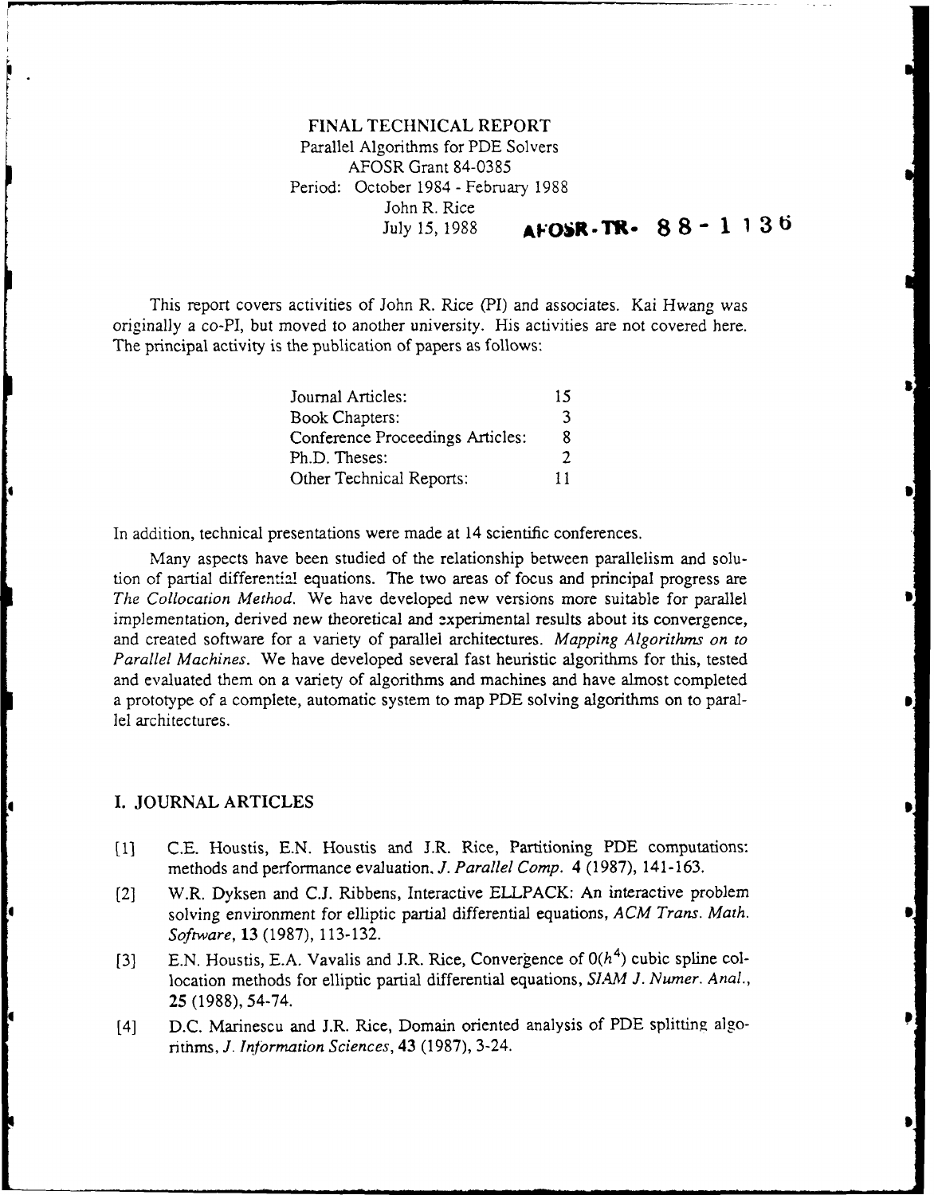FINAL TECHNICAL REPORT
Parallel Algorithms for PDE Solvers
AFOSR Grant 84-0385
Period: October 1984 - February 1988
John R. Rice
July 15, 1988 **AFOSR-TR- 88-1136**

This report covers activities of John R. Rice (PI) and associates. Kai Hwang was originally a co-PI, but moved to another university. His activities are not covered here. The principal activity is the publication of papers as follows:

| | |
|---|---|
| Journal Articles: | 15 |
| Book Chapters: | 3 |
| Conference Proceedings Articles: | 8 |
| Ph.D. Theses: | 2 |
| Other Technical Reports: | 11 |

In addition, technical presentations were made at 14 scientific conferences.

Many aspects have been studied of the relationship between parallelism and solution of partial differential equations. The two areas of focus and principal progress are *The Collocation Method.* We have developed new versions more suitable for parallel implementation, derived new theoretical and experimental results about its convergence, and created software for a variety of parallel architectures. *Mapping Algorithms on to Parallel Machines.* We have developed several fast heuristic algorithms for this, tested and evaluated them on a variety of algorithms and machines and have almost completed a prototype of a complete, automatic system to map PDE solving algorithms on to parallel architectures.

## I. JOURNAL ARTICLES

[1] C.E. Houstis, E.N. Houstis and J.R. Rice, Partitioning PDE computations: methods and performance evaluation. *J. Parallel Comp.* **4** (1987), 141-163.

[2] W.R. Dyksen and C.J. Ribbens, Interactive ELLPACK: An interactive problem solving environment for elliptic partial differential equations, *ACM Trans. Math. Software*, **13** (1987), 113-132.

[3] E.N. Houstis, E.A. Vavalis and J.R. Rice, Convergence of $O(h^4)$ cubic spline collocation methods for elliptic partial differential equations, *SIAM J. Numer. Anal.*, **25** (1988), 54-74.

[4] D.C. Marinescu and J.R. Rice, Domain oriented analysis of PDE splitting algorithms, *J. Information Sciences*, **43** (1987), 3-24.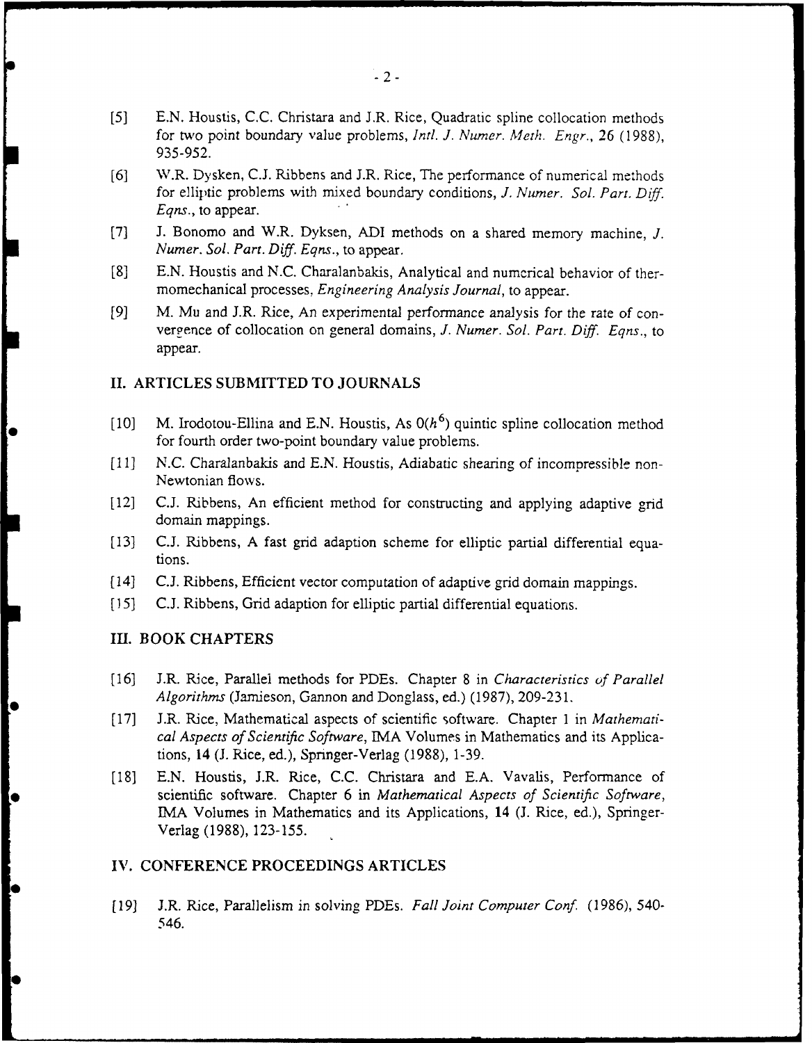[5] E.N. Houstis, C.C. Christara and J.R. Rice, Quadratic spline collocation methods for two point boundary value problems, *Intl. J. Numer. Meth. Engr.*, 26 (1988), 935-952.

[6] W.R. Dysken, C.J. Ribbens and J.R. Rice, The performance of numerical methods for elliptic problems with mixed boundary conditions, *J. Numer. Sol. Part. Diff. Eqns.*, to appear.

[7] J. Bonomo and W.R. Dyksen, ADI methods on a shared memory machine, *J. Numer. Sol. Part. Diff. Eqns.*, to appear.

[8] E.N. Houstis and N.C. Charalanbakis, Analytical and numerical behavior of thermomechanical processes, *Engineering Analysis Journal*, to appear.

[9] M. Mu and J.R. Rice, An experimental performance analysis for the rate of convergence of collocation on general domains, *J. Numer. Sol. Part. Diff. Eqns.*, to appear.

## II. ARTICLES SUBMITTED TO JOURNALS

[10] M. Irodotou-Ellina and E.N. Houstis, As $0(h^6)$ quintic spline collocation method for fourth order two-point boundary value problems.

[11] N.C. Charalanbakis and E.N. Houstis, Adiabatic shearing of incompressible non-Newtonian flows.

[12] C.J. Ribbens, An efficient method for constructing and applying adaptive grid domain mappings.

[13] C.J. Ribbens, A fast grid adaption scheme for elliptic partial differential equations.

[14] C.J. Ribbens, Efficient vector computation of adaptive grid domain mappings.

[15] C.J. Ribbens, Grid adaption for elliptic partial differential equations.

## III. BOOK CHAPTERS

[16] J.R. Rice, Parallel methods for PDEs. Chapter 8 in *Characteristics of Parallel Algorithms* (Jamieson, Gannon and Donglass, ed.) (1987), 209-231.

[17] J.R. Rice, Mathematical aspects of scientific software. Chapter 1 in *Mathematical Aspects of Scientific Software*, IMA Volumes in Mathematics and its Applications, **14** (J. Rice, ed.), Springer-Verlag (1988), 1-39.

[18] E.N. Houstis, J.R. Rice, C.C. Christara and E.A. Vavalis, Performance of scientific software. Chapter 6 in *Mathematical Aspects of Scientific Software*, IMA Volumes in Mathematics and its Applications, **14** (J. Rice, ed.), Springer-Verlag (1988), 123-155.

## IV. CONFERENCE PROCEEDINGS ARTICLES

[19] J.R. Rice, Parallelism in solving PDEs. *Fall Joint Computer Conf.* (1986), 540-546.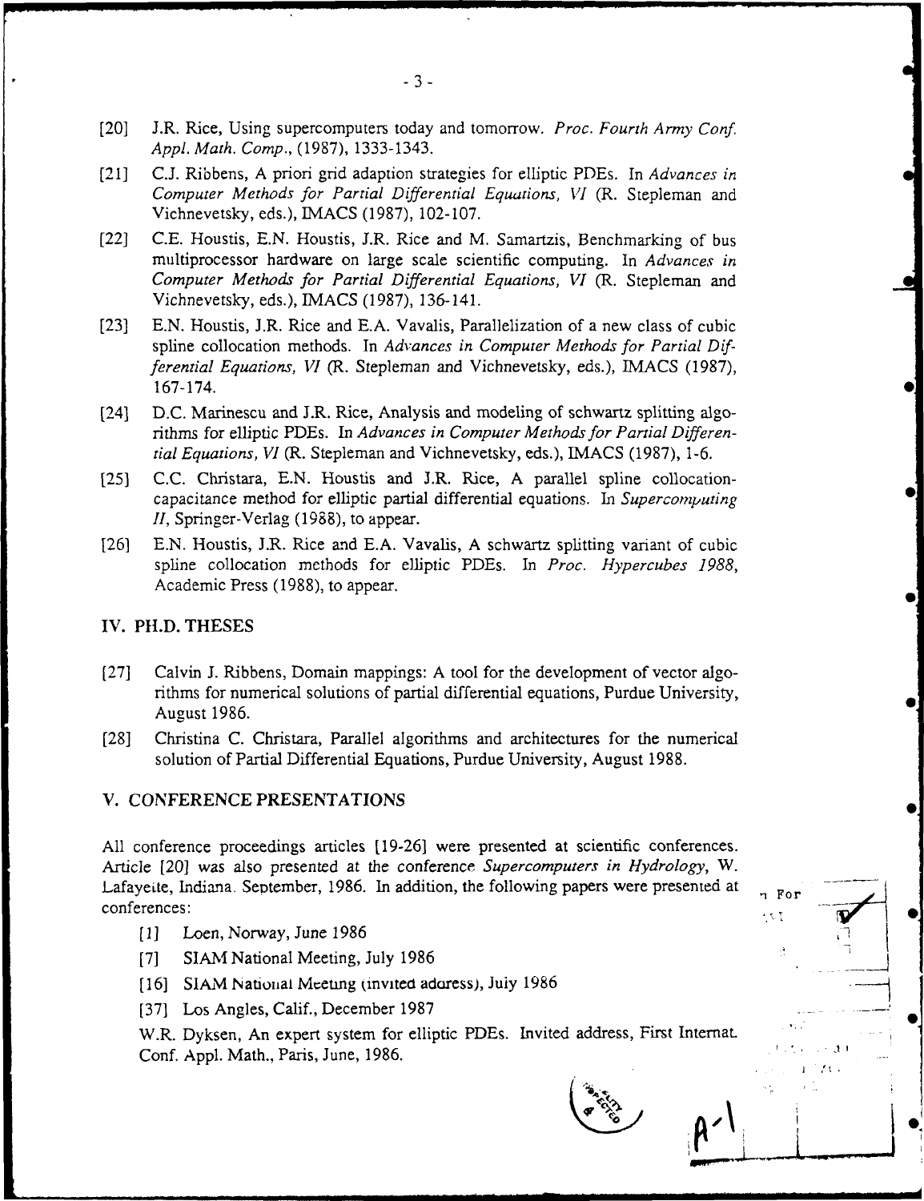[20] J.R. Rice, Using supercomputers today and tomorrow. *Proc. Fourth Army Conf. Appl. Math. Comp.*, (1987), 1333-1343.

[21] C.J. Ribbens, A priori grid adaption strategies for elliptic PDEs. In *Advances in Computer Methods for Partial Differential Equations, VI* (R. Stepleman and Vichnevetsky, eds.), IMACS (1987), 102-107.

[22] C.E. Houstis, E.N. Houstis, J.R. Rice and M. Samartzis, Benchmarking of bus multiprocessor hardware on large scale scientific computing. In *Advances in Computer Methods for Partial Differential Equations, VI* (R. Stepleman and Vichnevetsky, eds.), IMACS (1987), 136-141.

[23] E.N. Houstis, J.R. Rice and E.A. Vavalis, Parallelization of a new class of cubic spline collocation methods. In *Advances in Computer Methods for Partial Differential Equations, VI* (R. Stepleman and Vichnevetsky, eds.), IMACS (1987), 167-174.

[24] D.C. Marinescu and J.R. Rice, Analysis and modeling of schwartz splitting algorithms for elliptic PDEs. In *Advances in Computer Methods for Partial Differential Equations, VI* (R. Stepleman and Vichnevetsky, eds.), IMACS (1987), 1-6.

[25] C.C. Christara, E.N. Houstis and J.R. Rice, A parallel spline collocation-capacitance method for elliptic partial differential equations. In *Supercomputing II*, Springer-Verlag (1988), to appear.

[26] E.N. Houstis, J.R. Rice and E.A. Vavalis, A schwartz splitting variant of cubic spline collocation methods for elliptic PDEs. In *Proc. Hypercubes 1988*, Academic Press (1988), to appear.

## IV. PH.D. THESES

[27] Calvin J. Ribbens, Domain mappings: A tool for the development of vector algorithms for numerical solutions of partial differential equations, Purdue University, August 1986.

[28] Christina C. Christara, Parallel algorithms and architectures for the numerical solution of Partial Differential Equations, Purdue University, August 1988.

## V. CONFERENCE PRESENTATIONS

All conference proceedings articles [19-26] were presented at scientific conferences. Article [20] was also presented at the conference *Supercomputers in Hydrology*, W. Lafayette, Indiana. September, 1986. In addition, the following papers were presented at conferences:

- [1] Loen, Norway, June 1986
- [7] SIAM National Meeting, July 1986
- [16] SIAM National Meeting (invited address), July 1986
- [37] Los Angles, Calif., December 1987

W.R. Dyksen, An expert system for elliptic PDEs. Invited address, First Internat. Conf. Appl. Math., Paris, June, 1986.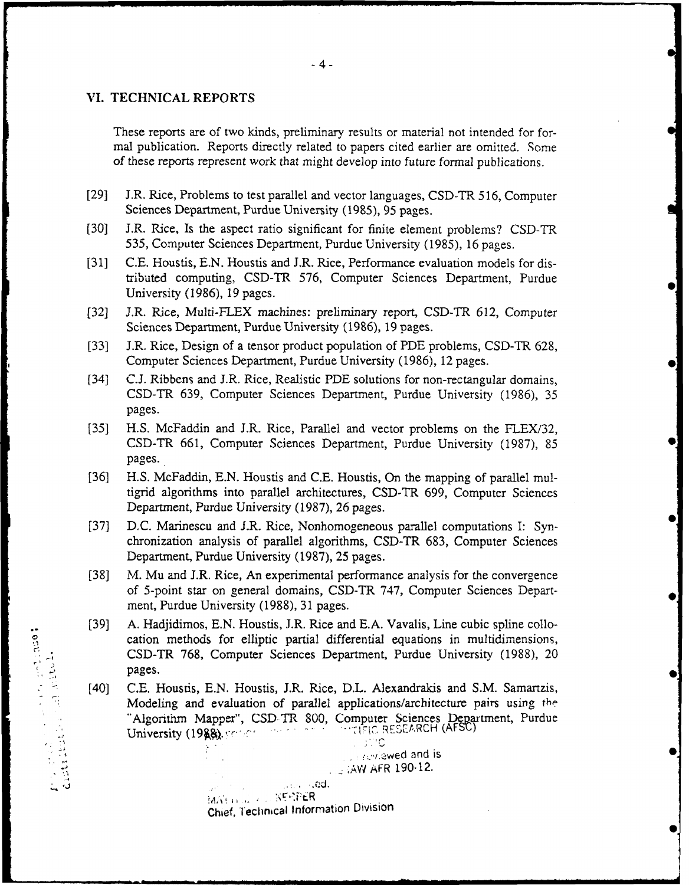## VI. TECHNICAL REPORTS

These reports are of two kinds, preliminary results or material not intended for formal publication. Reports directly related to papers cited earlier are omitted. Some of these reports represent work that might develop into future formal publications.

[29] J.R. Rice, Problems to test parallel and vector languages, CSD-TR 516, Computer Sciences Department, Purdue University (1985), 95 pages.

[30] J.R. Rice, Is the aspect ratio significant for finite element problems? CSD-TR 535, Computer Sciences Department, Purdue University (1985), 16 pages.

[31] C.E. Houstis, E.N. Houstis and J.R. Rice, Performance evaluation models for distributed computing, CSD-TR 576, Computer Sciences Department, Purdue University (1986), 19 pages.

[32] J.R. Rice, Multi-FLEX machines: preliminary report, CSD-TR 612, Computer Sciences Department, Purdue University (1986), 19 pages.

[33] J.R. Rice, Design of a tensor product population of PDE problems, CSD-TR 628, Computer Sciences Department, Purdue University (1986), 12 pages.

[34] C.J. Ribbens and J.R. Rice, Realistic PDE solutions for non-rectangular domains, CSD-TR 639, Computer Sciences Department, Purdue University (1986), 35 pages.

[35] H.S. McFaddin and J.R. Rice, Parallel and vector problems on the FLEX/32, CSD-TR 661, Computer Sciences Department, Purdue University (1987), 85 pages.

[36] H.S. McFaddin, E.N. Houstis and C.E. Houstis, On the mapping of parallel multigrid algorithms into parallel architectures, CSD-TR 699, Computer Sciences Department, Purdue University (1987), 26 pages.

[37] D.C. Marinescu and J.R. Rice, Nonhomogeneous parallel computations I: Synchronization analysis of parallel algorithms, CSD-TR 683, Computer Sciences Department, Purdue University (1987), 25 pages.

[38] M. Mu and J.R. Rice, An experimental performance analysis for the convergence of 5-point star on general domains, CSD-TR 747, Computer Sciences Department, Purdue University (1988), 31 pages.

[39] A. Hadjidimos, E.N. Houstis, J.R. Rice and E.A. Vavalis, Line cubic spline collocation methods for elliptic partial differential equations in multidimensions, CSD-TR 768, Computer Sciences Department, Purdue University (1988), 20 pages.

[40] C.E. Houstis, E.N. Houstis, J.R. Rice, D.L. Alexandrakis and S.M. Samartzis, Modeling and evaluation of parallel applications/architecture pairs using the "Algorithm Mapper", CSD-TR 800, Computer Sciences Department, Purdue University (1988).

...TIFIC RESEARCH (AFSC)

...reviewed and is ...AW AFR 190-12.

...ed.

MATTHEW J. KERPER
Chief, Technical Information Division